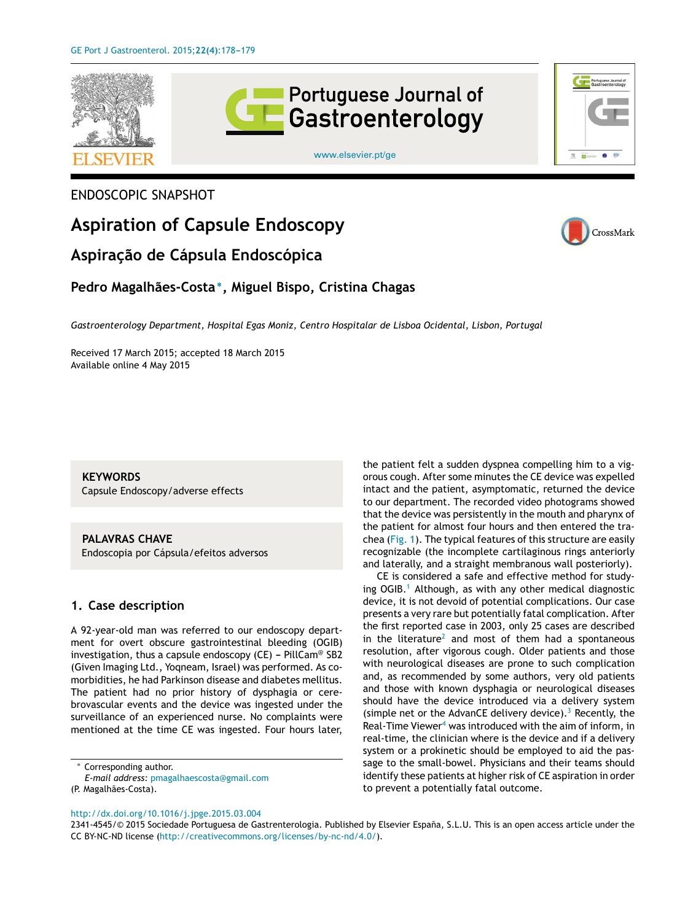ENDOSCOPIC SNAPSHOT

# Aspiration of Capsule Endoscopy

## Aspiração de Cápsula Endoscópica

**Pedro Magalhães-Costa***, **Miguel Bispo, Cristina Chagas**

*Gastroenterology Department, Hospital Egas Moniz, Centro Hospitalar de Lisboa Ocidental, Lisbon, Portugal*

Received 17 March 2015; accepted 18 March 2015
Available online 4 May 2015

**KEYWORDS**
Capsule Endoscopy/adverse effects

**PALAVRAS CHAVE**
Endoscopia por Cápsula/efeitos adversos

## 1. Case description

A 92-year-old man was referred to our endoscopy department for overt obscure gastrointestinal bleeding (OGIB) investigation, thus a capsule endoscopy (CE) – PillCam® SB2 (Given Imaging Ltd., Yoqneam, Israel) was performed. As comorbidities, he had Parkinson disease and diabetes mellitus. The patient had no prior history of dysphagia or cerebrovascular events and the device was ingested under the surveillance of an experienced nurse. No complaints were mentioned at the time CE was ingested. Four hours later, the patient felt a sudden dyspnea compelling him to a vigorous cough. After some minutes the CE device was expelled intact and the patient, asymptomatic, returned the device to our department. The recorded video photograms showed that the device was persistently in the mouth and pharynx of the patient for almost four hours and then entered the trachea (Fig. 1). The typical features of this structure are easily recognizable (the incomplete cartilaginous rings anteriorly and laterally, and a straight membranous wall posteriorly).

CE is considered a safe and effective method for studying OGIB.[1] Although, as with any other medical diagnostic device, it is not devoid of potential complications. Our case presents a very rare but potentially fatal complication. After the first reported case in 2003, only 25 cases are described in the literature[2] and most of them had a spontaneous resolution, after vigorous cough. Older patients and those with neurological diseases are prone to such complication and, as recommended by some authors, very old patients and those with known dysphagia or neurological diseases should have the device introduced via a delivery system (simple net or the AdvanCE delivery device).[3] Recently, the Real-Time Viewer[4] was introduced with the aim of inform, in real-time, the clinician where is the device and if a delivery system or a prokinetic should be employed to aid the passage to the small-bowel. Physicians and their teams should identify these patients at higher risk of CE aspiration in order to prevent a potentially fatal outcome.

* Corresponding author.
*E-mail address:* pmagalhaescosta@gmail.com
(P. Magalhães-Costa).

http://dx.doi.org/10.1016/j.jpge.2015.03.004
2341-4545/© 2015 Sociedade Portuguesa de Gastrenterologia. Published by Elsevier España, S.L.U. This is an open access article under the CC BY-NC-ND license (http://creativecommons.org/licenses/by-nc-nd/4.0/).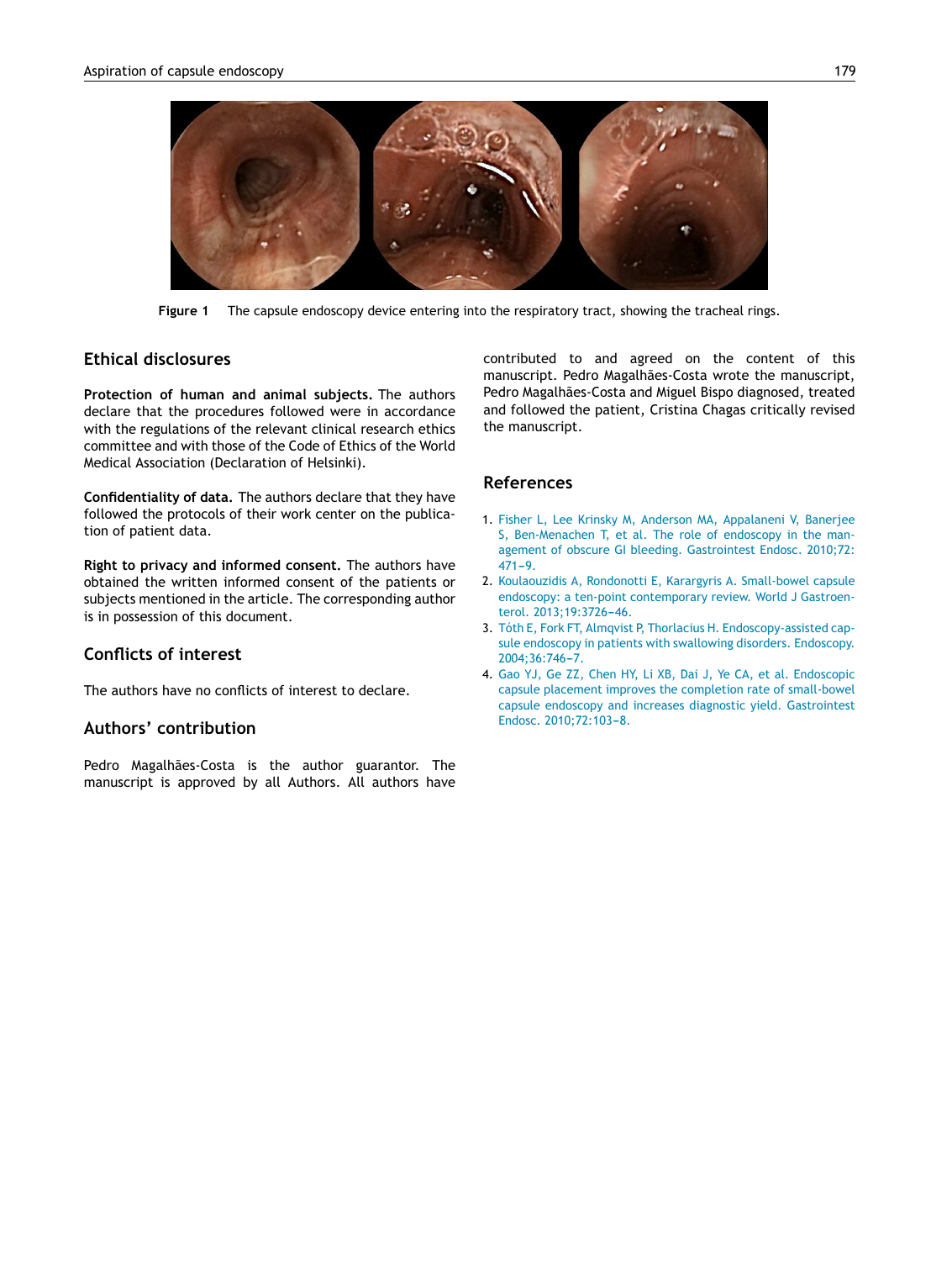Figure 1 The capsule endoscopy device entering into the respiratory tract, showing the tracheal rings.

## Ethical disclosures

**Protection of human and animal subjects.** The authors declare that the procedures followed were in accordance with the regulations of the relevant clinical research ethics committee and with those of the Code of Ethics of the World Medical Association (Declaration of Helsinki).

**Confidentiality of data.** The authors declare that they have followed the protocols of their work center on the publication of patient data.

**Right to privacy and informed consent.** The authors have obtained the written informed consent of the patients or subjects mentioned in the article. The corresponding author is in possession of this document.

## Conflicts of interest

The authors have no conflicts of interest to declare.

## Authors' contribution

Pedro Magalhães-Costa is the author guarantor. The manuscript is approved by all Authors. All authors have contributed to and agreed on the content of this manuscript. Pedro Magalhães-Costa wrote the manuscript, Pedro Magalhães-Costa and Miguel Bispo diagnosed, treated and followed the patient, Cristina Chagas critically revised the manuscript.

## References

1. Fisher L, Lee Krinsky M, Anderson MA, Appalaneni V, Banerjee S, Ben-Menachen T, et al. The role of endoscopy in the management of obscure GI bleeding. Gastrointest Endosc. 2010;72:471–9.
2. Koulaouzidis A, Rondonotti E, Karargyris A. Small-bowel capsule endoscopy: a ten-point contemporary review. World J Gastroenterol. 2013;19:3726–46.
3. Tóth E, Fork FT, Almqvist P, Thorlacius H. Endoscopy-assisted capsule endoscopy in patients with swallowing disorders. Endoscopy. 2004;36:746–7.
4. Gao YJ, Ge ZZ, Chen HY, Li XB, Dai J, Ye CA, et al. Endoscopic capsule placement improves the completion rate of small-bowel capsule endoscopy and increases diagnostic yield. Gastrointest Endosc. 2010;72:103–8.